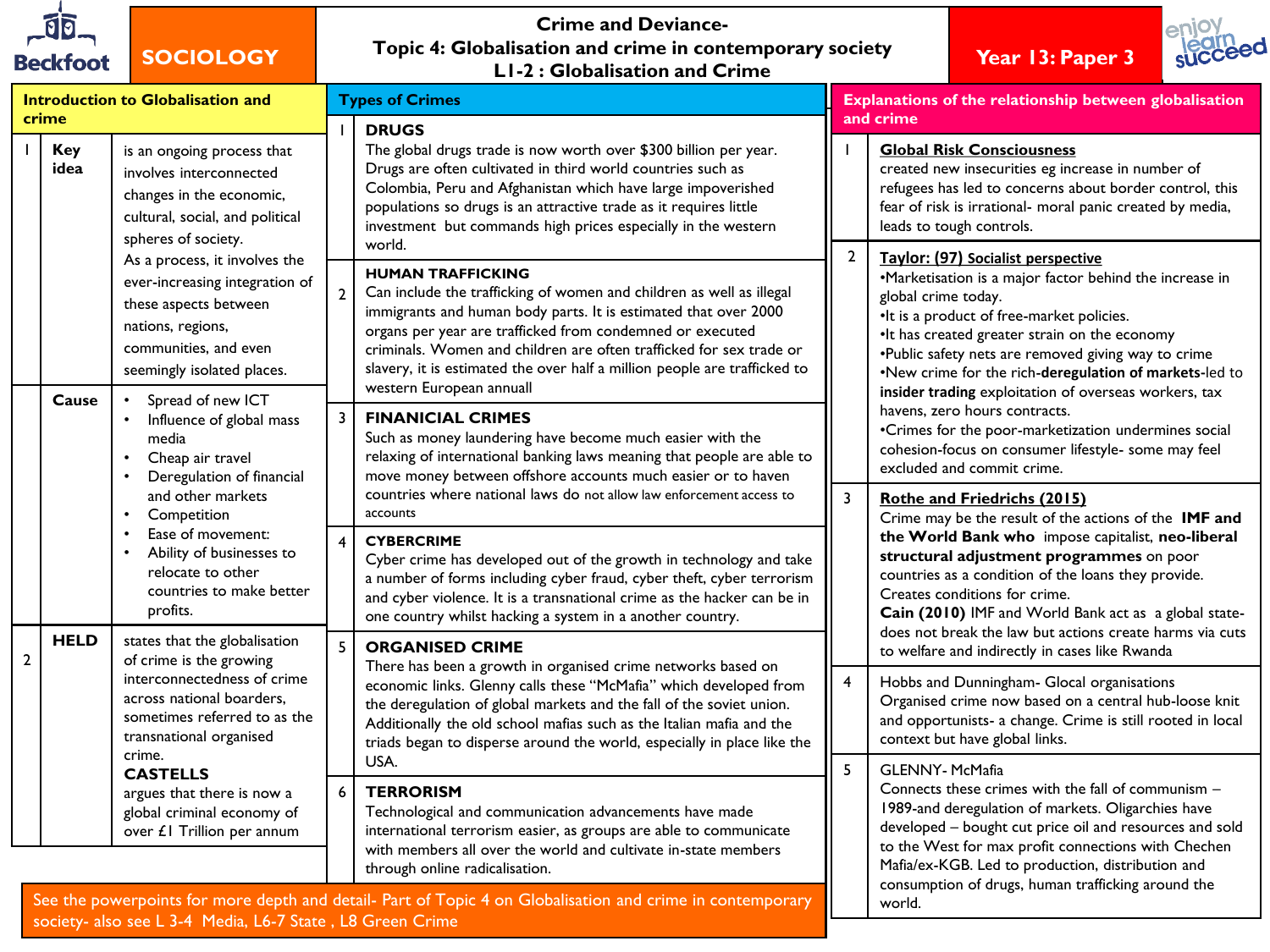# SOCIOLOGY

## Crime and Deviance- Topic 4: Globalisation and crime in contemporary society L1-2 : Globalisation and Crime

**Year 13: Paper 3**

### Introduction to Globalisation and crime

| | | |
|---|---|---|
| 1 | **Key idea** | is an ongoing process that involves interconnected changes in the economic, cultural, social, and political spheres of society. As a process, it involves the ever-increasing integration of these aspects between nations, regions, communities, and even seemingly isolated places. |
| | **Cause** | • Spread of new ICT<br>• Influence of global mass media<br>• Cheap air travel<br>• Deregulation of financial and other markets<br>• Competition<br>• Ease of movement:<br>• Ability of businesses to relocate to other countries to make better profits. |
| 2 | **HELD** | states that the globalisation of crime is the growing interconnectedness of crime across national boarders, sometimes referred to as the transnational organised crime.<br>**CASTELLS**<br>argues that there is now a global criminal economy of over £1 Trillion per annum |

### Types of Crimes

| | |
|---|---|
| 1 | **DRUGS**<br>The global drugs trade is now worth over $300 billion per year. Drugs are often cultivated in third world countries such as Colombia, Peru and Afghanistan which have large impoverished populations so drugs is an attractive trade as it requires little investment but commands high prices especially in the western world. |
| 2 | **HUMAN TRAFFICKING**<br>Can include the trafficking of women and children as well as illegal immigrants and human body parts. It is estimated that over 2000 organs per year are trafficked from condemned or executed criminals. Women and children are often trafficked for sex trade or slavery, it is estimated the over half a million people are trafficked to western European annuall |
| 3 | **FINANICIAL CRIMES**<br>Such as money laundering have become much easier with the relaxing of international banking laws meaning that people are able to move money between offshore accounts much easier or to haven countries where national laws do not allow law enforcement access to accounts |
| 4 | **CYBERCRIME**<br>Cyber crime has developed out of the growth in technology and take a number of forms including cyber fraud, cyber theft, cyber terrorism and cyber violence. It is a transnational crime as the hacker can be in one country whilst hacking a system in a another country. |
| 5 | **ORGANISED CRIME**<br>There has been a growth in organised crime networks based on economic links. Glenny calls these "McMafia" which developed from the deregulation of global markets and the fall of the soviet union. Additionally the old school mafias such as the Italian mafia and the triads began to disperse around the world, especially in place like the USA. |
| 6 | **TERRORISM**<br>Technological and communication advancements have made international terrorism easier, as groups are able to communicate with members all over the world and cultivate in-state members through online radicalisation. |

### Explanations of the relationship between globalisation and crime

| | |
|---|---|
| 1 | **Global Risk Consciousness**<br>created new insecurities eg increase in number of refugees has led to concerns about border control, this fear of risk is irrational- moral panic created by media, leads to tough controls. |
| 2 | **Taylor: (97) Socialist perspective**<br>•Marketisation is a major factor behind the increase in global crime today.<br>•It is a product of free-market policies.<br>•It has created greater strain on the economy<br>•Public safety nets are removed giving way to crime<br>•New crime for the rich-**deregulation of markets**-led to **insider trading** exploitation of overseas workers, tax havens, zero hours contracts.<br>•Crimes for the poor-marketization undermines social cohesion-focus on consumer lifestyle- some may feel excluded and commit crime. |
| 3 | **Rothe and Friedrichs (2015)**<br>Crime may be the result of the actions of the **IMF and the World Bank who** impose capitalist, **neo-liberal structural adjustment programmes** on poor countries as a condition of the loans they provide. Creates conditions for crime.<br>**Cain (2010)** IMF and World Bank act as a global state- does not break the law but actions create harms via cuts to welfare and indirectly in cases like Rwanda |
| 4 | Hobbs and Dunningham- Glocal organisations<br>Organised crime now based on a central hub-loose knit and opportunists- a change. Crime is still rooted in local context but have global links. |
| 5 | GLENNY- McMafia<br>Connects these crimes with the fall of communism – 1989-and deregulation of markets. Oligarchies have developed – bought cut price oil and resources and sold to the West for max profit connections with Chechen Mafia/ex-KGB. Led to production, distribution and consumption of drugs, human trafficking around the world. |

See the powerpoints for more depth and detail- Part of Topic 4 on Globalisation and crime in contemporary society- also see L 3-4 Media, L6-7 State , L8 Green Crime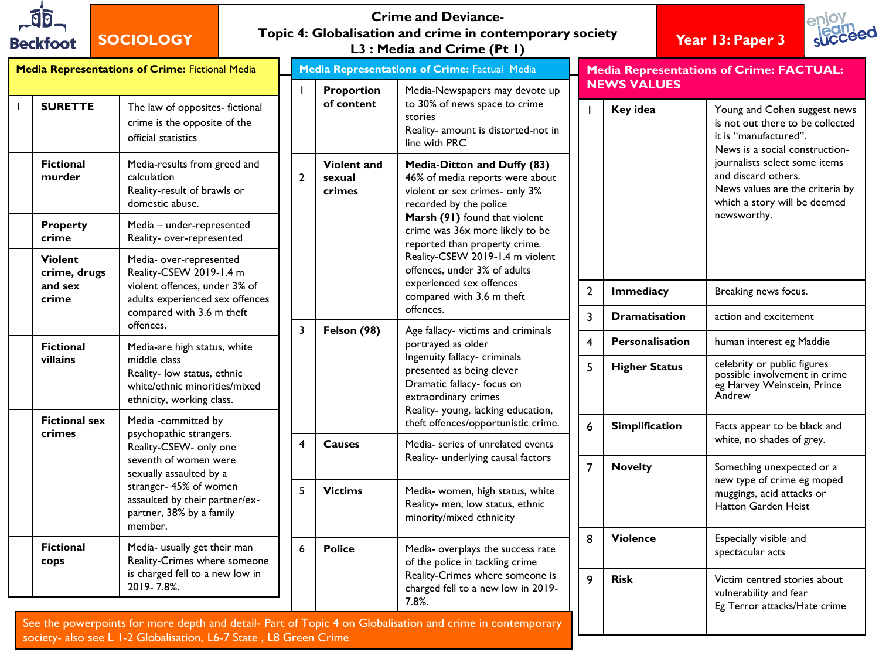# Crime and Deviance- Topic 4: Globalisation and crime in contemporary society

## L3 : Media and Crime (Pt 1)

**SOCIOLOGY** | **Year 13: Paper 3**

### Media Representations of Crime: Fictional Media

| | | |
|---|---|---|
| 1 | **SURETTE** | The law of opposites- fictional crime is the opposite of the official statistics |
| | **Fictional murder** | Media-results from greed and calculation<br>Reality-result of brawls or domestic abuse. |
| | **Property crime** | Media – under-represented<br>Reality- over-represented |
| | **Violent crime, drugs and sex crime** | Media- over-represented<br>Reality-CSEW 2019-1.4 m violent offences, under 3% of adults experienced sex offences compared with 3.6 m theft offences. |
| | **Fictional villains** | Media-are high status, white middle class<br>Reality- low status, ethnic white/ethnic minorities/mixed ethnicity, working class. |
| | **Fictional sex crimes** | Media -committed by psychopathic strangers.<br>Reality-CSEW- only one seventh of women were sexually assaulted by a stranger- 45% of women assaulted by their partner/ex-partner, 38% by a family member. |
| | **Fictional cops** | Media- usually get their man<br>Reality-Crimes where someone is charged fell to a new low in 2019- 7.8%. |

### Media Representations of Crime: Factual Media

| | | |
|---|---|---|
| 1 | **Proportion of content** | Media-Newspapers may devote up to 30% of news space to crime stories<br>Reality- amount is distorted-not in line with PRC |
| 2 | **Violent and sexual crimes** | **Media-Ditton and Duffy (83)**<br>46% of media reports were about violent or sex crimes- only 3% recorded by the police<br>**Marsh (91)** found that violent crime was 36x more likely to be reported than property crime.<br>Reality-CSEW 2019-1.4 m violent offences, under 3% of adults experienced sex offences compared with 3.6 m theft offences. |
| 3 | **Felson (98)** | Age fallacy- victims and criminals portrayed as older<br>Ingenuity fallacy- criminals presented as being clever<br>Dramatic fallacy- focus on extraordinary crimes<br>Reality- young, lacking education, theft offences/opportunistic crime. |
| 4 | **Causes** | Media- series of unrelated events<br>Reality- underlying causal factors |
| 5 | **Victims** | Media- women, high status, white<br>Reality- men, low status, ethnic minority/mixed ethnicity |
| 6 | **Police** | Media- overplays the success rate of the police in tackling crime<br>Reality-Crimes where someone is charged fell to a new low in 2019- 7.8%. |

See the powerpoints for more depth and detail- Part of Topic 4 on Globalisation and crime in contemporary society- also see L 1-2 Globalisation, L6-7 State , L8 Green Crime

### Media Representations of Crime: FACTUAL: NEWS VALUES

| | | |
|---|---|---|
| 1 | **Key idea** | Young and Cohen suggest news is not out there to be collected it is "manufactured".<br>News is a social construction-journalists select some items and discard others.<br>News values are the criteria by which a story will be deemed newsworthy. |
| 2 | **Immediacy** | Breaking news focus. |
| 3 | **Dramatisation** | action and excitement |
| 4 | **Personalisation** | human interest eg Maddie |
| 5 | **Higher Status** | celebrity or public figures possible involvement in crime eg Harvey Weinstein, Prince Andrew |
| 6 | **Simplification** | Facts appear to be black and white, no shades of grey. |
| 7 | **Novelty** | Something unexpected or a new type of crime eg moped muggings, acid attacks or Hatton Garden Heist |
| 8 | **Violence** | Especially visible and spectacular acts |
| 9 | **Risk** | Victim centred stories about vulnerability and fear<br>Eg Terror attacks/Hate crime |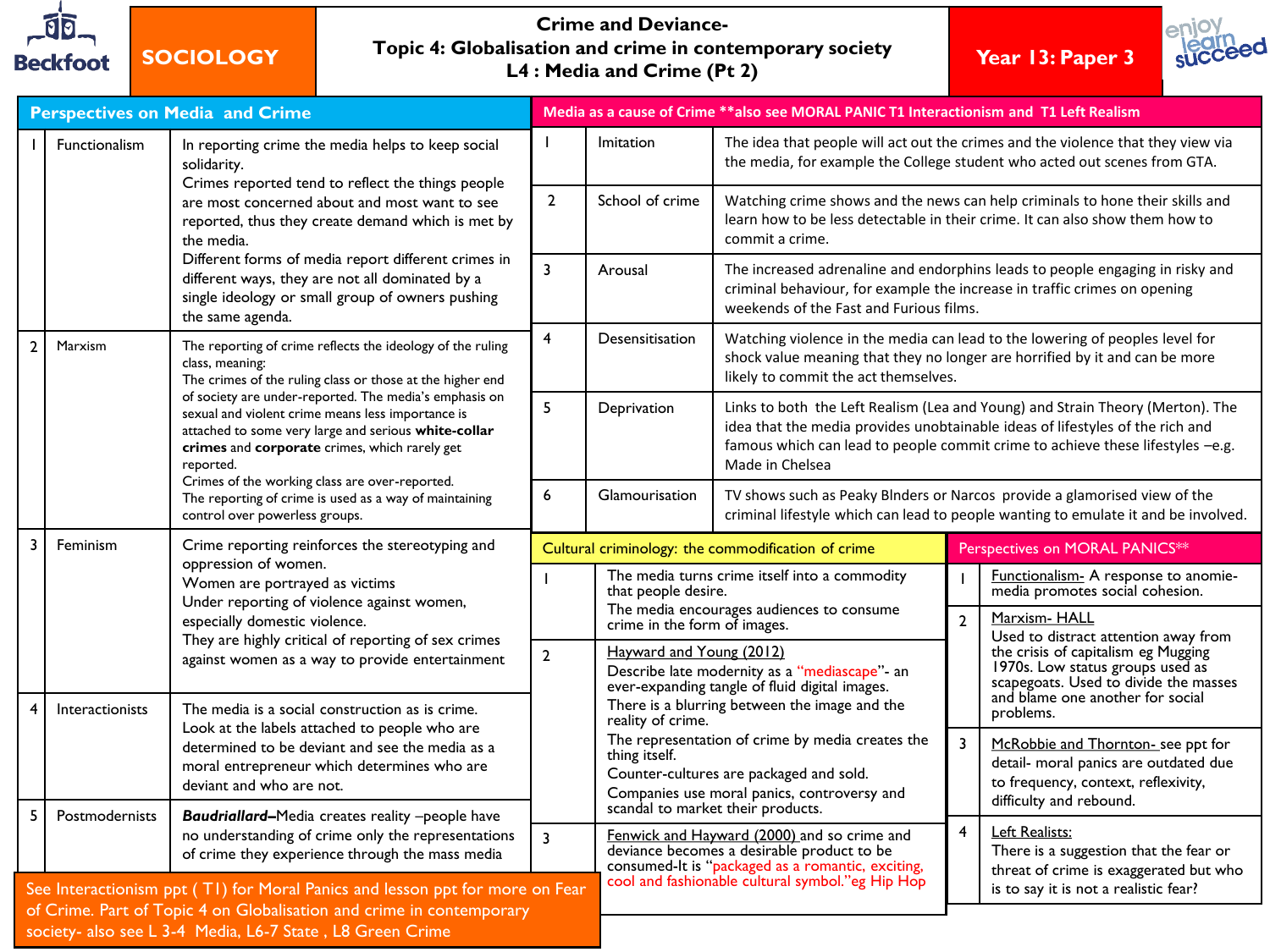# SOCIOLOGY

## Crime and Deviance- Topic 4: Globalisation and crime in contemporary society L4 : Media and Crime (Pt 2)

**Year 13: Paper 3**

### Perspectives on Media and Crime

| | | |
|---|---|---|
| 1 | Functionalism | In reporting crime the media helps to keep social solidarity. Crimes reported tend to reflect the things people are most concerned about and most want to see reported, thus they create demand which is met by the media. Different forms of media report different crimes in different ways, they are not all dominated by a single ideology or small group of owners pushing the same agenda. |
| 2 | Marxism | The reporting of crime reflects the ideology of the ruling class, meaning: The crimes of the ruling class or those at the higher end of society are under-reported. The media's emphasis on sexual and violent crime means less importance is attached to some very large and serious **white-collar crimes** and **corporate** crimes, which rarely get reported. Crimes of the working class are over-reported. The reporting of crime is used as a way of maintaining control over powerless groups. |
| 3 | Feminism | Crime reporting reinforces the stereotyping and oppression of women. Women are portrayed as victims Under reporting of violence against women, especially domestic violence. They are highly critical of reporting of sex crimes against women as a way to provide entertainment |
| 4 | Interactionists | The media is a social construction as is crime. Look at the labels attached to people who are determined to be deviant and see the media as a moral entrepreneur which determines who are deviant and who are not. |
| 5 | Postmodernists | ***Baudriallard–***Media creates reality –people have no understanding of crime only the representations of crime they experience through the mass media |

See Interactionism ppt ( T1) for Moral Panics and lesson ppt for more on Fear of Crime. Part of Topic 4 on Globalisation and crime in contemporary society- also see L 3-4 Media, L6-7 State , L8 Green Crime

### Media as a cause of Crime **also see MORAL PANIC T1 Interactionism and T1 Left Realism

| | | |
|---|---|---|
| 1 | Imitation | The idea that people will act out the crimes and the violence that they view via the media, for example the College student who acted out scenes from GTA. |
| 2 | School of crime | Watching crime shows and the news can help criminals to hone their skills and learn how to be less detectable in their crime. It can also show them how to commit a crime. |
| 3 | Arousal | The increased adrenaline and endorphins leads to people engaging in risky and criminal behaviour, for example the increase in traffic crimes on opening weekends of the Fast and Furious films. |
| 4 | Desensitisation | Watching violence in the media can lead to the lowering of peoples level for shock value meaning that they no longer are horrified by it and can be more likely to commit the act themselves. |
| 5 | Deprivation | Links to both the Left Realism (Lea and Young) and Strain Theory (Merton). The idea that the media provides unobtainable ideas of lifestyles of the rich and famous which can lead to people commit crime to achieve these lifestyles –e.g. Made in Chelsea |
| 6 | Glamourisation | TV shows such as Peaky Blnders or Narcos provide a glamorised view of the criminal lifestyle which can lead to people wanting to emulate it and be involved. |

### Cultural criminology: the commodification of crime

| | |
|---|---|
| 1 | The media turns crime itself into a commodity that people desire. The media encourages audiences to consume crime in the form of images. |
| 2 | Hayward and Young (2012) Describe late modernity as a "mediascape"- an ever-expanding tangle of fluid digital images. There is a blurring between the image and the reality of crime. The representation of crime by media creates the thing itself. Counter-cultures are packaged and sold. Companies use moral panics, controversy and scandal to market their products. |
| 3 | Fenwick and Hayward (2000) and so crime and deviance becomes a desirable product to be consumed-It is "packaged as a romantic, exciting, cool and fashionable cultural symbol."eg Hip Hop |

### Perspectives on MORAL PANICS**

| | |
|---|---|
| 1 | Functionalism- A response to anomie- media promotes social cohesion. |
| 2 | Marxism- HALL Used to distract attention away from the crisis of capitalism eg Mugging 1970s. Low status groups used as scapegoats. Used to divide the masses and blame one another for social problems. |
| 3 | McRobbie and Thornton- see ppt for detail- moral panics are outdated due to frequency, context, reflexivity, difficulty and rebound. |
| 4 | Left Realists: There is a suggestion that the fear or threat of crime is exaggerated but who is to say it is not a realistic fear? |